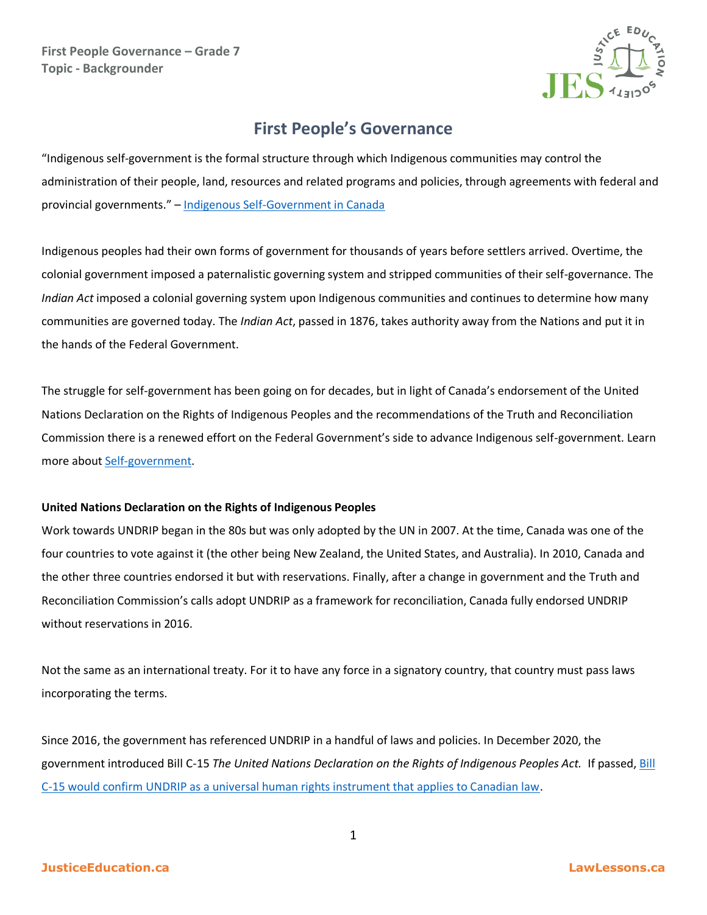# First People's Governance

"Indigenous self-government is the formal structure through which Indigenous communities may control the administration of their people, land, resources and related programs and policies, through agreements with federal and provincial governments." – [Indigenous Self-Government in Canada]

Indigenous peoples had their own forms of government for thousands of years before settlers arrived. Overtime, the colonial government imposed a paternalistic governing system and stripped communities of their self-governance. The *Indian Act* imposed a colonial governing system upon Indigenous communities and continues to determine how many communities are governed today. The *Indian Act*, passed in 1876, takes authority away from the Nations and put it in the hands of the Federal Government.

The struggle for self-government has been going on for decades, but in light of Canada's endorsement of the United Nations Declaration on the Rights of Indigenous Peoples and the recommendations of the Truth and Reconciliation Commission there is a renewed effort on the Federal Government's side to advance Indigenous self-government. Learn more about [Self-government].

**United Nations Declaration on the Rights of Indigenous Peoples**

Work towards UNDRIP began in the 80s but was only adopted by the UN in 2007. At the time, Canada was one of the four countries to vote against it (the other being New Zealand, the United States, and Australia). In 2010, Canada and the other three countries endorsed it but with reservations. Finally, after a change in government and the Truth and Reconciliation Commission's calls adopt UNDRIP as a framework for reconciliation, Canada fully endorsed UNDRIP without reservations in 2016.

Not the same as an international treaty. For it to have any force in a signatory country, that country must pass laws incorporating the terms.

Since 2016, the government has referenced UNDRIP in a handful of laws and policies. In December 2020, the government introduced Bill C-15 *The United Nations Declaration on the Rights of Indigenous Peoples Act.* If passed, [Bill C-15 would confirm UNDRIP as a universal human rights instrument that applies to Canadian law].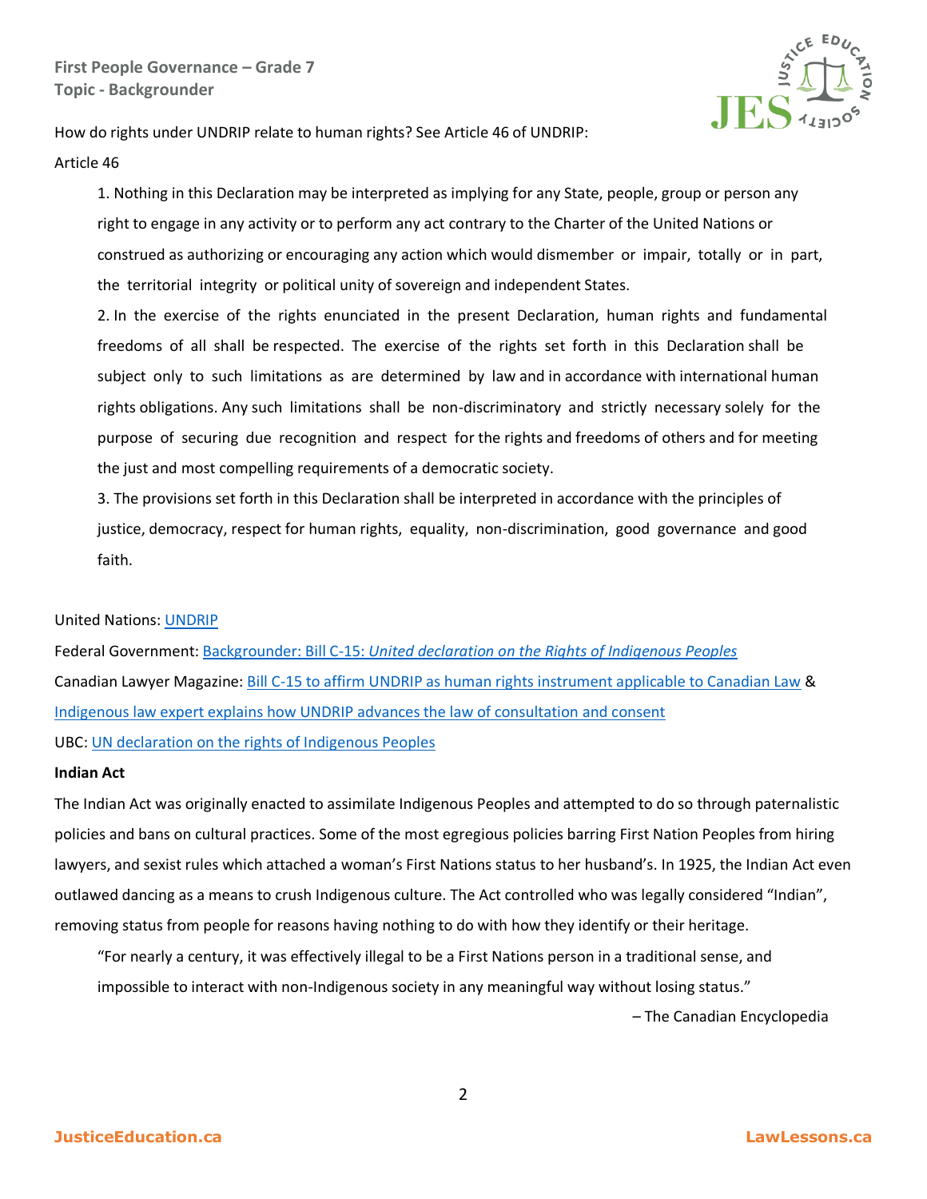How do rights under UNDRIP relate to human rights? See Article 46 of UNDRIP:

Article 46

> 1. Nothing in this Declaration may be interpreted as implying for any State, people, group or person any right to engage in any activity or to perform any act contrary to the Charter of the United Nations or construed as authorizing or encouraging any action which would dismember or impair, totally or in part, the territorial integrity or political unity of sovereign and independent States.
> 2. In the exercise of the rights enunciated in the present Declaration, human rights and fundamental freedoms of all shall be respected. The exercise of the rights set forth in this Declaration shall be subject only to such limitations as are determined by law and in accordance with international human rights obligations. Any such limitations shall be non-discriminatory and strictly necessary solely for the purpose of securing due recognition and respect for the rights and freedoms of others and for meeting the just and most compelling requirements of a democratic society.
> 3. The provisions set forth in this Declaration shall be interpreted in accordance with the principles of justice, democracy, respect for human rights, equality, non-discrimination, good governance and good faith.

United Nations: UNDRIP

Federal Government: Backgrounder: Bill C-15: *United declaration on the Rights of Indigenous Peoples*

Canadian Lawyer Magazine: Bill C-15 to affirm UNDRIP as human rights instrument applicable to Canadian Law & Indigenous law expert explains how UNDRIP advances the law of consultation and consent

UBC: UN declaration on the rights of Indigenous Peoples

**Indian Act**

The Indian Act was originally enacted to assimilate Indigenous Peoples and attempted to do so through paternalistic policies and bans on cultural practices. Some of the most egregious policies barring First Nation Peoples from hiring lawyers, and sexist rules which attached a woman's First Nations status to her husband's. In 1925, the Indian Act even outlawed dancing as a means to crush Indigenous culture. The Act controlled who was legally considered "Indian", removing status from people for reasons having nothing to do with how they identify or their heritage.

> "For nearly a century, it was effectively illegal to be a First Nations person in a traditional sense, and impossible to interact with non-Indigenous society in any meaningful way without losing status."
>
> – The Canadian Encyclopedia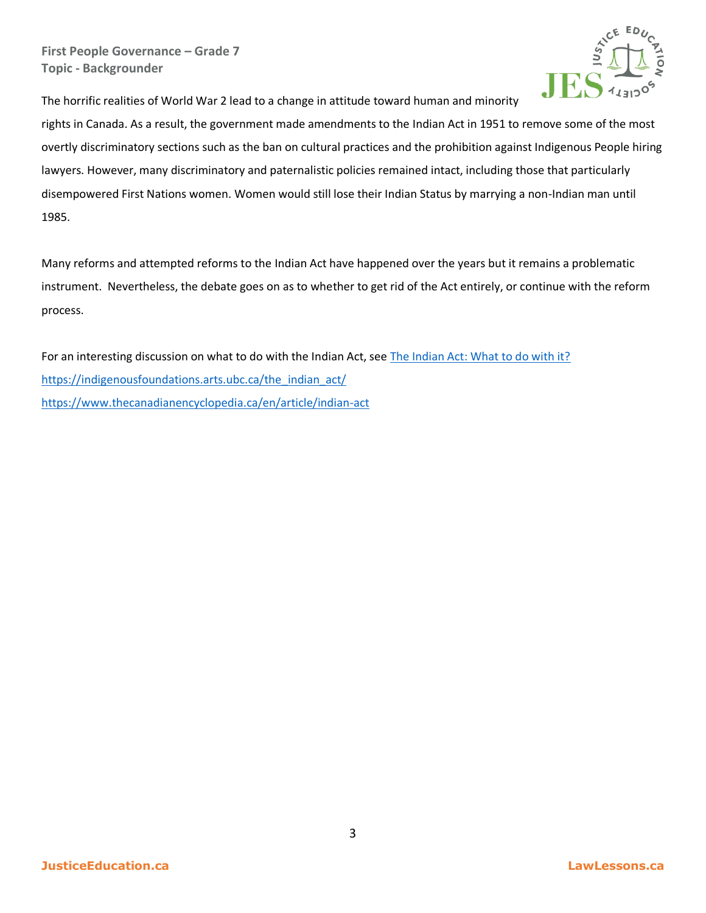The horrific realities of World War 2 lead to a change in attitude toward human and minority rights in Canada. As a result, the government made amendments to the Indian Act in 1951 to remove some of the most overtly discriminatory sections such as the ban on cultural practices and the prohibition against Indigenous People hiring lawyers. However, many discriminatory and paternalistic policies remained intact, including those that particularly disempowered First Nations women. Women would still lose their Indian Status by marrying a non-Indian man until 1985.

Many reforms and attempted reforms to the Indian Act have happened over the years but it remains a problematic instrument. Nevertheless, the debate goes on as to whether to get rid of the Act entirely, or continue with the reform process.

For an interesting discussion on what to do with the Indian Act, see The Indian Act: What to do with it?
https://indigenousfoundations.arts.ubc.ca/the_indian_act/
https://www.thecanadianencyclopedia.ca/en/article/indian-act